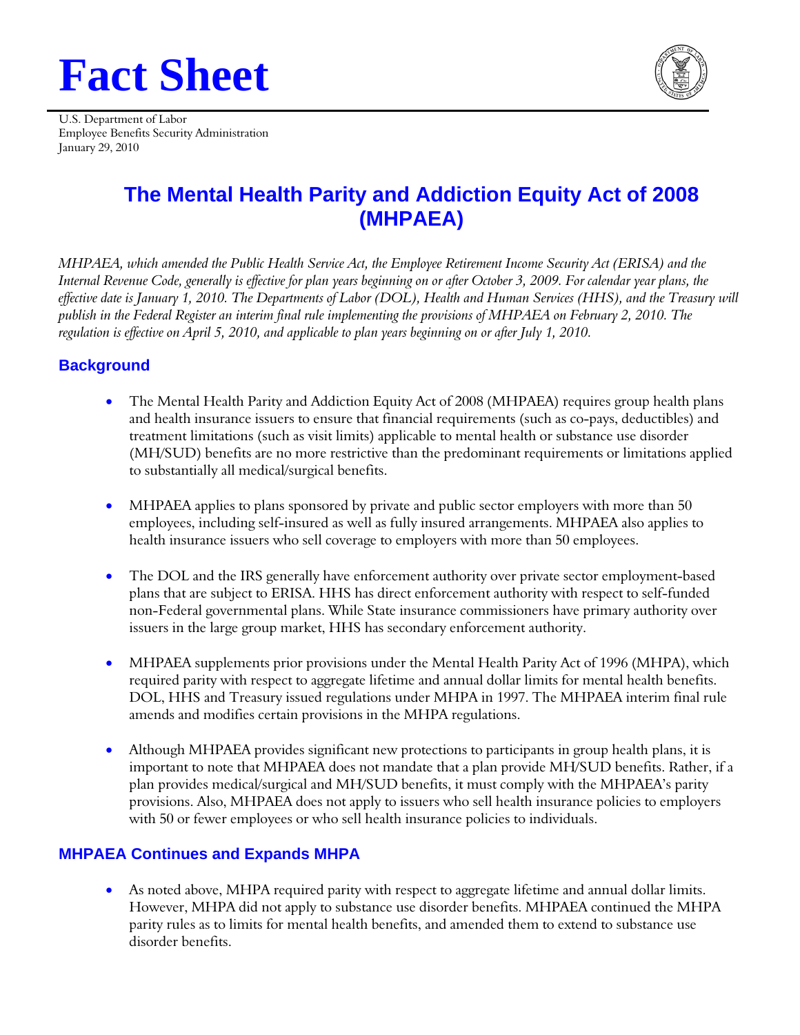# Fact Sheet

U.S. Department of Labor
Employee Benefits Security Administration
January 29, 2010

## The Mental Health Parity and Addiction Equity Act of 2008 (MHPAEA)

*MHPAEA, which amended the Public Health Service Act, the Employee Retirement Income Security Act (ERISA) and the Internal Revenue Code, generally is effective for plan years beginning on or after October 3, 2009. For calendar year plans, the effective date is January 1, 2010. The Departments of Labor (DOL), Health and Human Services (HHS), and the Treasury will publish in the Federal Register an interim final rule implementing the provisions of MHPAEA on February 2, 2010. The regulation is effective on April 5, 2010, and applicable to plan years beginning on or after July 1, 2010.*

### Background

- The Mental Health Parity and Addiction Equity Act of 2008 (MHPAEA) requires group health plans and health insurance issuers to ensure that financial requirements (such as co-pays, deductibles) and treatment limitations (such as visit limits) applicable to mental health or substance use disorder (MH/SUD) benefits are no more restrictive than the predominant requirements or limitations applied to substantially all medical/surgical benefits.

- MHPAEA applies to plans sponsored by private and public sector employers with more than 50 employees, including self-insured as well as fully insured arrangements. MHPAEA also applies to health insurance issuers who sell coverage to employers with more than 50 employees.

- The DOL and the IRS generally have enforcement authority over private sector employment-based plans that are subject to ERISA. HHS has direct enforcement authority with respect to self-funded non-Federal governmental plans. While State insurance commissioners have primary authority over issuers in the large group market, HHS has secondary enforcement authority.

- MHPAEA supplements prior provisions under the Mental Health Parity Act of 1996 (MHPA), which required parity with respect to aggregate lifetime and annual dollar limits for mental health benefits. DOL, HHS and Treasury issued regulations under MHPA in 1997. The MHPAEA interim final rule amends and modifies certain provisions in the MHPA regulations.

- Although MHPAEA provides significant new protections to participants in group health plans, it is important to note that MHPAEA does not mandate that a plan provide MH/SUD benefits. Rather, if a plan provides medical/surgical and MH/SUD benefits, it must comply with the MHPAEA's parity provisions. Also, MHPAEA does not apply to issuers who sell health insurance policies to employers with 50 or fewer employees or who sell health insurance policies to individuals.

### MHPAEA Continues and Expands MHPA

- As noted above, MHPA required parity with respect to aggregate lifetime and annual dollar limits. However, MHPA did not apply to substance use disorder benefits. MHPAEA continued the MHPA parity rules as to limits for mental health benefits, and amended them to extend to substance use disorder benefits.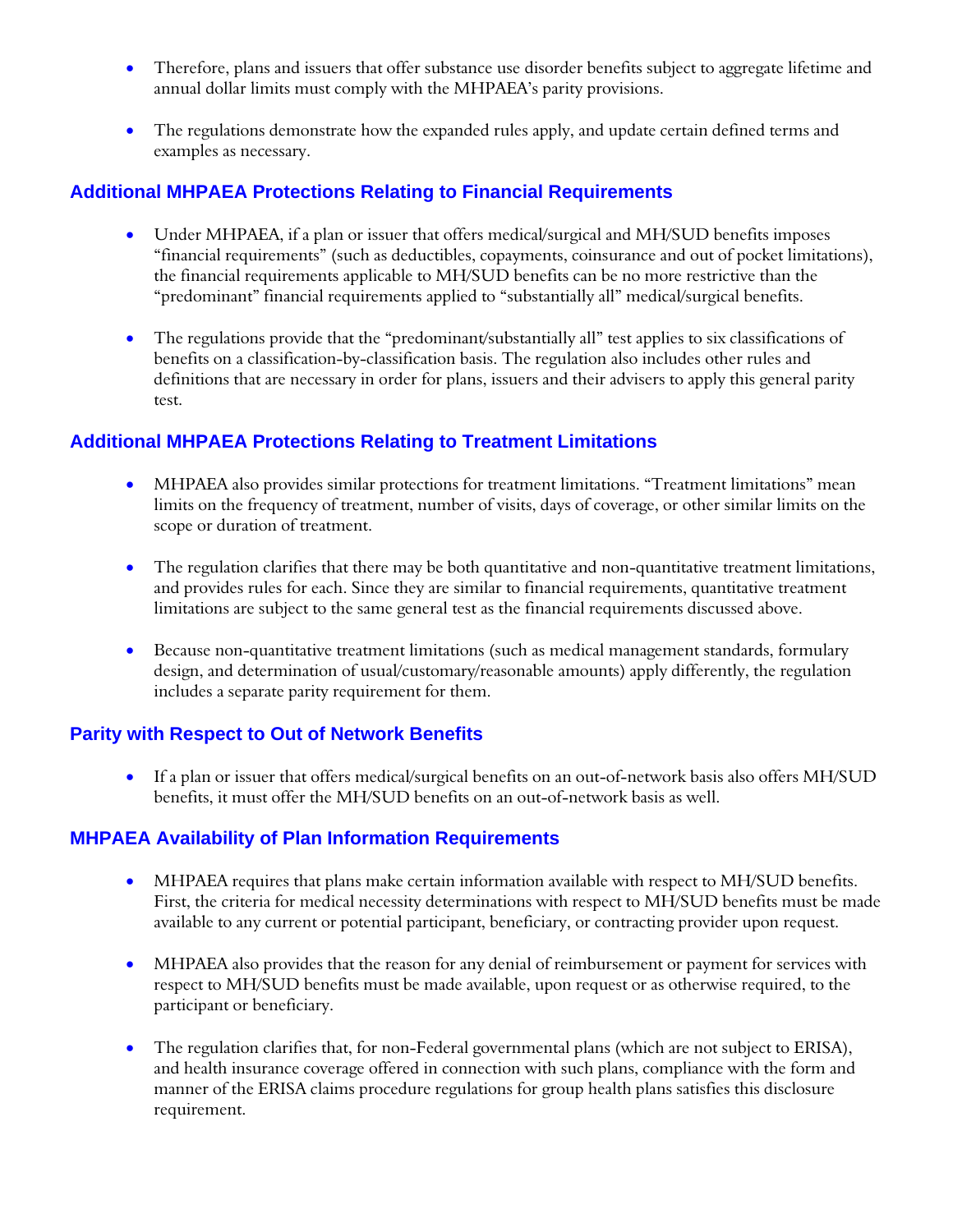- Therefore, plans and issuers that offer substance use disorder benefits subject to aggregate lifetime and annual dollar limits must comply with the MHPAEA's parity provisions.

- The regulations demonstrate how the expanded rules apply, and update certain defined terms and examples as necessary.

### Additional MHPAEA Protections Relating to Financial Requirements

- Under MHPAEA, if a plan or issuer that offers medical/surgical and MH/SUD benefits imposes "financial requirements" (such as deductibles, copayments, coinsurance and out of pocket limitations), the financial requirements applicable to MH/SUD benefits can be no more restrictive than the "predominant" financial requirements applied to "substantially all" medical/surgical benefits.

- The regulations provide that the "predominant/substantially all" test applies to six classifications of benefits on a classification-by-classification basis. The regulation also includes other rules and definitions that are necessary in order for plans, issuers and their advisers to apply this general parity test.

### Additional MHPAEA Protections Relating to Treatment Limitations

- MHPAEA also provides similar protections for treatment limitations. "Treatment limitations" mean limits on the frequency of treatment, number of visits, days of coverage, or other similar limits on the scope or duration of treatment.

- The regulation clarifies that there may be both quantitative and non-quantitative treatment limitations, and provides rules for each. Since they are similar to financial requirements, quantitative treatment limitations are subject to the same general test as the financial requirements discussed above.

- Because non-quantitative treatment limitations (such as medical management standards, formulary design, and determination of usual/customary/reasonable amounts) apply differently, the regulation includes a separate parity requirement for them.

### Parity with Respect to Out of Network Benefits

- If a plan or issuer that offers medical/surgical benefits on an out-of-network basis also offers MH/SUD benefits, it must offer the MH/SUD benefits on an out-of-network basis as well.

### MHPAEA Availability of Plan Information Requirements

- MHPAEA requires that plans make certain information available with respect to MH/SUD benefits. First, the criteria for medical necessity determinations with respect to MH/SUD benefits must be made available to any current or potential participant, beneficiary, or contracting provider upon request.

- MHPAEA also provides that the reason for any denial of reimbursement or payment for services with respect to MH/SUD benefits must be made available, upon request or as otherwise required, to the participant or beneficiary.

- The regulation clarifies that, for non-Federal governmental plans (which are not subject to ERISA), and health insurance coverage offered in connection with such plans, compliance with the form and manner of the ERISA claims procedure regulations for group health plans satisfies this disclosure requirement.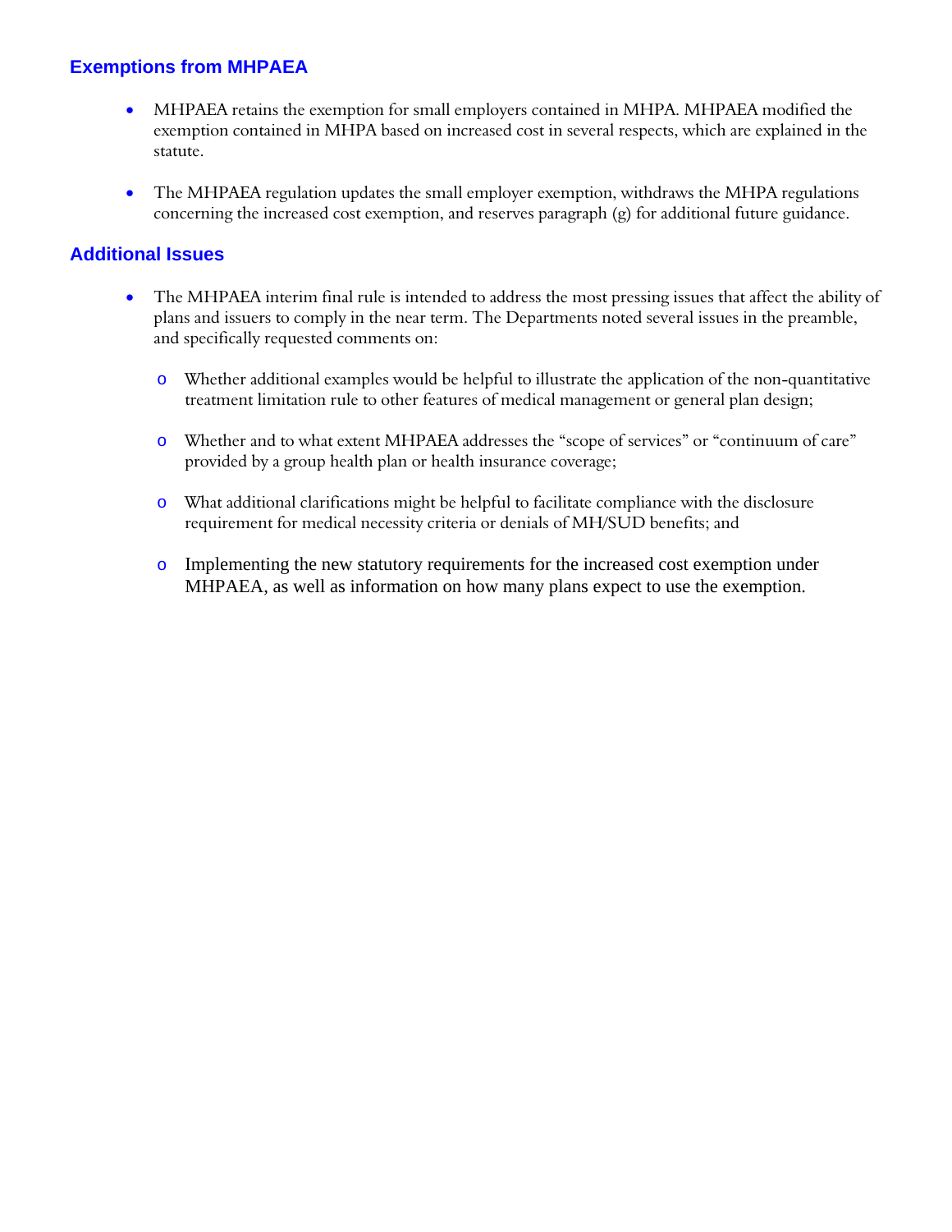## Exemptions from MHPAEA

- MHPAEA retains the exemption for small employers contained in MHPA. MHPAEA modified the exemption contained in MHPA based on increased cost in several respects, which are explained in the statute.

- The MHPAEA regulation updates the small employer exemption, withdraws the MHPA regulations concerning the increased cost exemption, and reserves paragraph (g) for additional future guidance.

## Additional Issues

- The MHPAEA interim final rule is intended to address the most pressing issues that affect the ability of plans and issuers to comply in the near term. The Departments noted several issues in the preamble, and specifically requested comments on:

  - Whether additional examples would be helpful to illustrate the application of the non-quantitative treatment limitation rule to other features of medical management or general plan design;

  - Whether and to what extent MHPAEA addresses the "scope of services" or "continuum of care" provided by a group health plan or health insurance coverage;

  - What additional clarifications might be helpful to facilitate compliance with the disclosure requirement for medical necessity criteria or denials of MH/SUD benefits; and

  - Implementing the new statutory requirements for the increased cost exemption under MHPAEA, as well as information on how many plans expect to use the exemption.